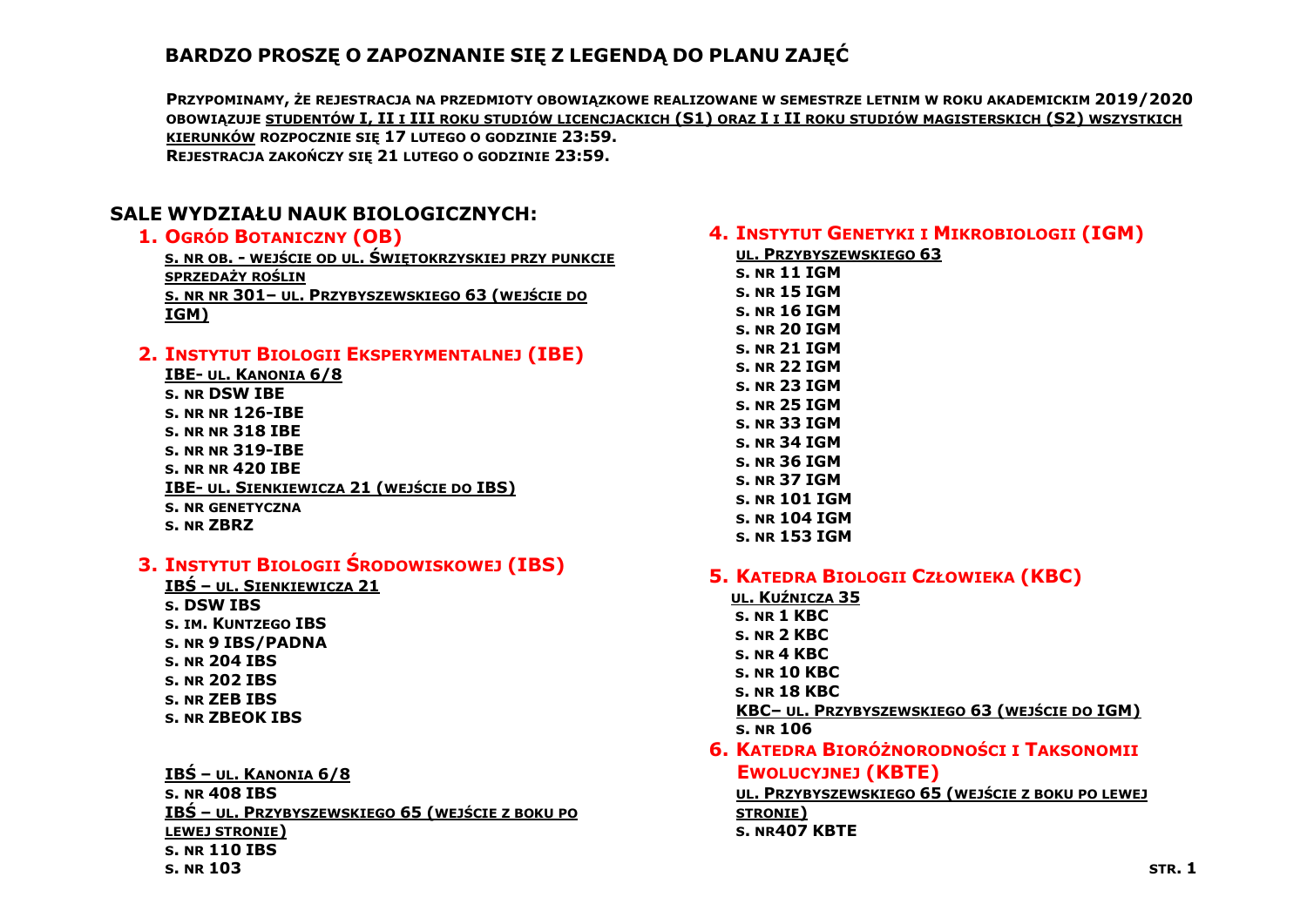# BARDZO PROSZĘ O ZAPOZNANIE SIĘ Z LEGENDĄ DO PLANU ZAJĘĆ

**PRZYPOMINAMY, ŻE REJESTRACJA NA PRZEDMIOTY OBOWIĄZKOWE REALIZOWANE W SEMESTRZE LETNIM W ROKU AKADEMICKIM 2019/2020 OBOWIĄZUJE STUDENTÓW I, II I III ROKU STUDIÓW LICENCJACKICH (S1) ORAZ I I II ROKU STUDIÓW MAGISTERSKICH (S2) WSZYSTKICH KIERUNKÓW ROZPOCZNIE SIĘ 17 LUTEGO O GODZINIE 23:59.**
**REJESTRACJA ZAKOŃCZY SIĘ 21 LUTEGO O GODZINIE 23:59.**

## SALE WYDZIAŁU NAUK BIOLOGICZNYCH:

### 1. OGRÓD BOTANICZNY (OB)

**S. NR OB. - WEJŚCIE OD UL. ŚWIĘTOKRZYSKIEJ PRZY PUNKCIE SPRZEDAŻY ROŚLIN**
**S. NR NR 301– UL. PRZYBYSZEWSKIEGO 63 (WEJŚCIE DO IGM)**

### 2. INSTYTUT BIOLOGII EKSPERYMENTALNEJ (IBE)

**IBE- UL. KANONIA 6/8**
- S. NR DSW IBE
- S. NR NR 126-IBE
- S. NR NR 318 IBE
- S. NR NR 319-IBE
- S. NR NR 420 IBE

**IBE- UL. SIENKIEWICZA 21 (WEJŚCIE DO IBS)**
- S. NR GENETYCZNA
- S. NR ZBRZ

### 3. INSTYTUT BIOLOGII ŚRODOWISKOWEJ (IBS)

**IBŚ – UL. SIENKIEWICZA 21**
- S. DSW IBS
- S. IM. KUNTZEGO IBS
- S. NR 9 IBS/PADNA
- S. NR 204 IBS
- S. NR 202 IBS
- S. NR ZEB IBS
- S. NR ZBEOK IBS

**IBŚ – UL. KANONIA 6/8**
- S. NR 408 IBS

**IBŚ – UL. PRZYBYSZEWSKIEGO 65 (WEJŚCIE Z BOKU PO LEWEJ STRONIE)**
- S. NR 110 IBS
- S. NR 103

### 4. INSTYTUT GENETYKI I MIKROBIOLOGII (IGM)

**UL. PRZYBYSZEWSKIEGO 63**
- S. NR 11 IGM
- S. NR 15 IGM
- S. NR 16 IGM
- S. NR 20 IGM
- S. NR 21 IGM
- S. NR 22 IGM
- S. NR 23 IGM
- S. NR 25 IGM
- S. NR 33 IGM
- S. NR 34 IGM
- S. NR 36 IGM
- S. NR 37 IGM
- S. NR 101 IGM
- S. NR 104 IGM
- S. NR 153 IGM

### 5. KATEDRA BIOLOGII CZŁOWIEKA (KBC)

**UL. KUŹNICZA 35**
- S. NR 1 KBC
- S. NR 2 KBC
- S. NR 4 KBC
- S. NR 10 KBC
- S. NR 18 KBC

**KBC– UL. PRZYBYSZEWSKIEGO 63 (WEJŚCIE DO IGM)**
- S. NR 106

### 6. KATEDRA BIORÓŻNORODNOŚCI I TAKSONOMII EWOLUCYJNEJ (KBTE)

**UL. PRZYBYSZEWSKIEGO 65 (WEJŚCIE Z BOKU PO LEWEJ STRONIE)**
- S. NR407 KBTE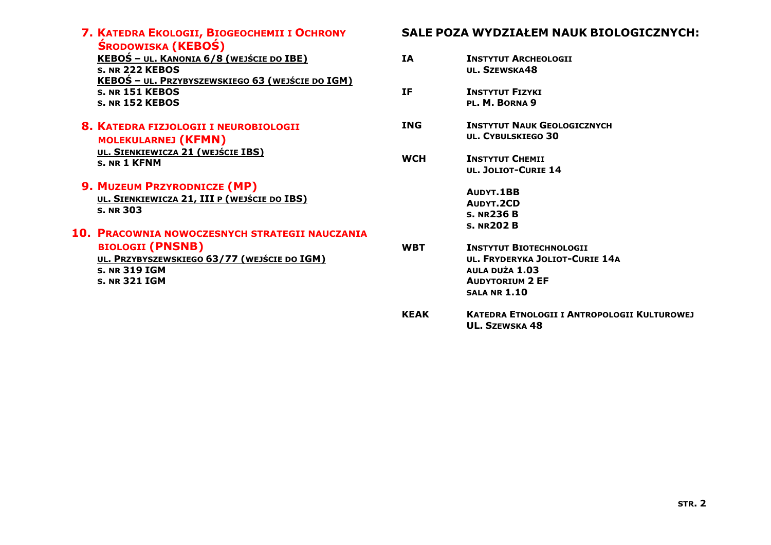7. **Katedra Ekologii, Biogeochemii i Ochrony Środowiska (KEBOŚ)**

**KEBOŚ – ul. Kanonia 6/8 (wejście do IBE)**

**s. nr 222 KEBOS**

**KEBOŚ – ul. Przybyszewskiego 63 (wejście do IGM)**

**s. nr 151 KEBOS**

**s. nr 152 KEBOS**

8. **Katedra fizjologii i neurobiologii molekularnej (KFMN)**

**ul. Sienkiewicza 21 (wejście IBS)**

**s. nr 1 KFNM**

9. **Muzeum Przyrodnicze (MP)**

**ul. Sienkiewicza 21, III p (wejście do IBS)**

**s. nr 303**

10. **Pracownia nowoczesnych strategii nauczania biologii (PNSNB)**

**ul. Przybyszewskiego 63/77 (wejście do IGM)**

**s. nr 319 IGM**

**s. nr 321 IGM**

## SALE POZA WYDZIAŁEM NAUK BIOLOGICZNYCH:

| | |
|---|---|
| **IA** | **Instytut Archeologii**<br>**ul. Szewska48** |
| **IF** | **Instytut Fizyki**<br>**pl. M. Borna 9** |
| **ING** | **Instytut Nauk Geologicznych**<br>**ul. Cybulskiego 30** |
| **WCH** | **Instytut Chemii**<br>**ul. Joliot-Curie 14**<br><br>**Audyt.1BB**<br>**Audyt.2CD**<br>**s. nr236 B**<br>**s. nr202 B** |
| **WBT** | **Instytut Biotechnologii**<br>**ul. Fryderyka Joliot-Curie 14a**<br>**aula duża 1.03**<br>**Audytorium 2 EF**<br>**sala nr 1.10** |
| **KEAK** | **Katedra Etnologii i Antropologii Kulturowej**<br>**ul. Szewska 48** |